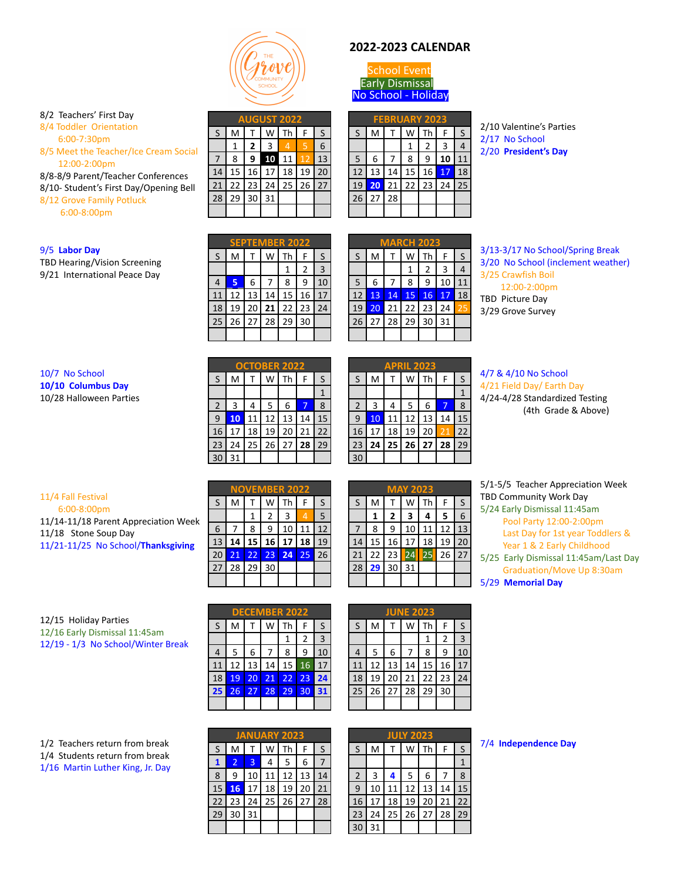# 2022-2023 CALENDAR

The Grove Community School

School Event
Early Dismissal
No School - Holiday

8/2 Teachers' First Day
8/4 Toddler Orientation
6:00-7:30pm
8/5 Meet the Teacher/Ice Cream Social
12:00-2:00pm
8/8-8/9 Parent/Teacher Conferences
8/10- Student's First Day/Opening Bell
8/12 Grove Family Potluck
6:00-8:00pm

## AUGUST 2022

| S | M | T | W | Th | F | S |
|---|---|---|---|---|---|---|
| | 1 | 2 | 3 | 4 | 5 | 6 |
| 7 | 8 | 9 | 10 | 11 | 12 | 13 |
| 14 | 15 | 16 | 17 | 18 | 19 | 20 |
| 21 | 22 | 23 | 24 | 25 | 26 | 27 |
| 28 | 29 | 30 | 31 | | | |

## FEBRUARY 2023

| S | M | T | W | Th | F | S |
|---|---|---|---|---|---|---|
| | | | 1 | 2 | 3 | 4 |
| 5 | 6 | 7 | 8 | 9 | 10 | 11 |
| 12 | 13 | 14 | 15 | 16 | 17 | 18 |
| 19 | 20 | 21 | 22 | 23 | 24 | 25 |
| 26 | 27 | 28 | | | | |

2/10 Valentine's Parties
2/17 No School
2/20 **President's Day**

9/5 **Labor Day**
TBD Hearing/Vision Screening
9/21 International Peace Day

## SEPTEMBER 2022

| S | M | T | W | Th | F | S |
|---|---|---|---|---|---|---|
| | | | | 1 | 2 | 3 |
| 4 | 5 | 6 | 7 | 8 | 9 | 10 |
| 11 | 12 | 13 | 14 | 15 | 16 | 17 |
| 18 | 19 | 20 | 21 | 22 | 23 | 24 |
| 25 | 26 | 27 | 28 | 29 | 30 | |

## MARCH 2023

| S | M | T | W | Th | F | S |
|---|---|---|---|---|---|---|
| | | | 1 | 2 | 3 | 4 |
| 5 | 6 | 7 | 8 | 9 | 10 | 11 |
| 12 | 13 | 14 | 15 | 16 | 17 | 18 |
| 19 | 20 | 21 | 22 | 23 | 24 | 25 |
| 26 | 27 | 28 | 29 | 30 | 31 | |

3/13-3/17 No School/Spring Break
3/20 No School (inclement weather)
3/25 Crawfish Boil
12:00-2:00pm
TBD Picture Day
3/29 Grove Survey

10/7 No School
**10/10 Columbus Day**
10/28 Halloween Parties

## OCTOBER 2022

| S | M | T | W | Th | F | S |
|---|---|---|---|---|---|---|
| | | | | | | 1 |
| 2 | 3 | 4 | 5 | 6 | 7 | 8 |
| 9 | 10 | 11 | 12 | 13 | 14 | 15 |
| 16 | 17 | 18 | 19 | 20 | 21 | 22 |
| 23 | 24 | 25 | 26 | 27 | 28 | 29 |
| 30 | 31 | | | | | |

## APRIL 2023

| S | M | T | W | Th | F | S |
|---|---|---|---|---|---|---|
| | | | | | | 1 |
| 2 | 3 | 4 | 5 | 6 | 7 | 8 |
| 9 | 10 | 11 | 12 | 13 | 14 | 15 |
| 16 | 17 | 18 | 19 | 20 | 21 | 22 |
| 23 | 24 | 25 | 26 | 27 | 28 | 29 |
| 30 | | | | | | |

4/7 & 4/10 No School
4/21 Field Day/ Earth Day
4/24-4/28 Standardized Testing
(4th Grade & Above)

11/4 Fall Festival
6:00-8:00pm
11/14-11/18 Parent Appreciation Week
11/18 Stone Soup Day
11/21-11/25 No School/**Thanksgiving**

## NOVEMBER 2022

| S | M | T | W | Th | F | S |
|---|---|---|---|---|---|---|
| | | 1 | 2 | 3 | 4 | 5 |
| 6 | 7 | 8 | 9 | 10 | 11 | 12 |
| 13 | 14 | 15 | 16 | 17 | 18 | 19 |
| 20 | 21 | 22 | 23 | 24 | 25 | 26 |
| 27 | 28 | 29 | 30 | | | |

## MAY 2023

| S | M | T | W | Th | F | S |
|---|---|---|---|---|---|---|
| | 1 | 2 | 3 | 4 | 5 | 6 |
| 7 | 8 | 9 | 10 | 11 | 12 | 13 |
| 14 | 15 | 16 | 17 | 18 | 19 | 20 |
| 21 | 22 | 23 | 24 | 25 | 26 | 27 |
| 28 | 29 | 30 | 31 | | | |

5/1-5/5 Teacher Appreciation Week
TBD Community Work Day
5/24 Early Dismissal 11:45am
Pool Party 12:00-2:00pm
Last Day for 1st year Toddlers &
Year 1 & 2 Early Childhood
5/25 Early Dismissal 11:45am/Last Day
Graduation/Move Up 8:30am
5/29 **Memorial Day**

12/15 Holiday Parties
12/16 Early Dismissal 11:45am
12/19 - 1/3 No School/Winter Break

## DECEMBER 2022

| S | M | T | W | Th | F | S |
|---|---|---|---|---|---|---|
| | | | | 1 | 2 | 3 |
| 4 | 5 | 6 | 7 | 8 | 9 | 10 |
| 11 | 12 | 13 | 14 | 15 | 16 | 17 |
| 18 | 19 | 20 | 21 | 22 | 23 | 24 |
| 25 | 26 | 27 | 28 | 29 | 30 | 31 |

## JUNE 2023

| S | M | T | W | Th | F | S |
|---|---|---|---|---|---|---|
| | | | | 1 | 2 | 3 |
| 4 | 5 | 6 | 7 | 8 | 9 | 10 |
| 11 | 12 | 13 | 14 | 15 | 16 | 17 |
| 18 | 19 | 20 | 21 | 22 | 23 | 24 |
| 25 | 26 | 27 | 28 | 29 | 30 | |

1/2 Teachers return from break
1/4 Students return from break
1/16 Martin Luther King, Jr. Day

## JANUARY 2023

| S | M | T | W | Th | F | S |
|---|---|---|---|---|---|---|
| 1 | 2 | 3 | 4 | 5 | 6 | 7 |
| 8 | 9 | 10 | 11 | 12 | 13 | 14 |
| 15 | 16 | 17 | 18 | 19 | 20 | 21 |
| 22 | 23 | 24 | 25 | 26 | 27 | 28 |
| 29 | 30 | 31 | | | | |

## JULY 2023

| S | M | T | W | Th | F | S |
|---|---|---|---|---|---|---|
| | | | | | | 1 |
| 2 | 3 | 4 | 5 | 6 | 7 | 8 |
| 9 | 10 | 11 | 12 | 13 | 14 | 15 |
| 16 | 17 | 18 | 19 | 20 | 21 | 22 |
| 23 | 24 | 25 | 26 | 27 | 28 | 29 |
| 30 | 31 | | | | | |

7/4 **Independence Day**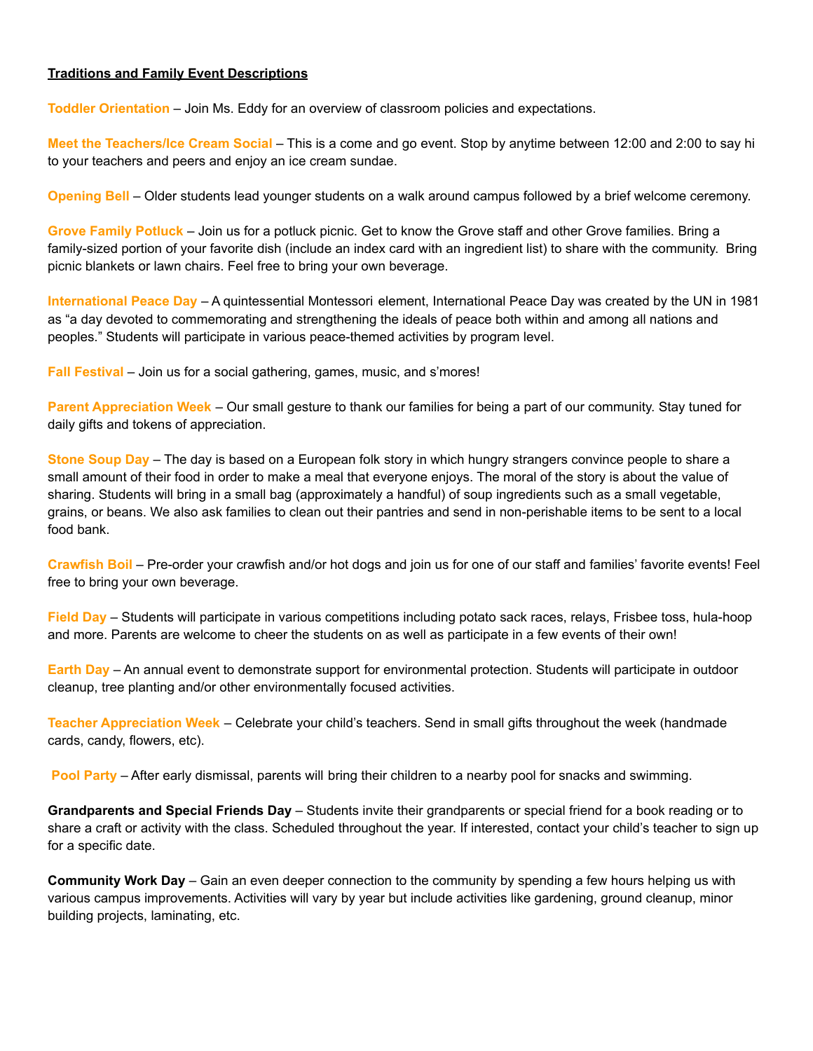**Traditions and Family Event Descriptions**

**Toddler Orientation** – Join Ms. Eddy for an overview of classroom policies and expectations.

**Meet the Teachers/Ice Cream Social** – This is a come and go event. Stop by anytime between 12:00 and 2:00 to say hi to your teachers and peers and enjoy an ice cream sundae.

**Opening Bell** – Older students lead younger students on a walk around campus followed by a brief welcome ceremony.

**Grove Family Potluck** – Join us for a potluck picnic. Get to know the Grove staff and other Grove families. Bring a family-sized portion of your favorite dish (include an index card with an ingredient list) to share with the community. Bring picnic blankets or lawn chairs. Feel free to bring your own beverage.

**International Peace Day** – A quintessential Montessori element, International Peace Day was created by the UN in 1981 as "a day devoted to commemorating and strengthening the ideals of peace both within and among all nations and peoples." Students will participate in various peace-themed activities by program level.

**Fall Festival** – Join us for a social gathering, games, music, and s'mores!

**Parent Appreciation Week** – Our small gesture to thank our families for being a part of our community. Stay tuned for daily gifts and tokens of appreciation.

**Stone Soup Day** – The day is based on a European folk story in which hungry strangers convince people to share a small amount of their food in order to make a meal that everyone enjoys. The moral of the story is about the value of sharing. Students will bring in a small bag (approximately a handful) of soup ingredients such as a small vegetable, grains, or beans. We also ask families to clean out their pantries and send in non-perishable items to be sent to a local food bank.

**Crawfish Boil** – Pre-order your crawfish and/or hot dogs and join us for one of our staff and families' favorite events! Feel free to bring your own beverage.

**Field Day** – Students will participate in various competitions including potato sack races, relays, Frisbee toss, hula-hoop and more. Parents are welcome to cheer the students on as well as participate in a few events of their own!

**Earth Day** – An annual event to demonstrate support for environmental protection. Students will participate in outdoor cleanup, tree planting and/or other environmentally focused activities.

**Teacher Appreciation Week** – Celebrate your child's teachers. Send in small gifts throughout the week (handmade cards, candy, flowers, etc).

**Pool Party** – After early dismissal, parents will bring their children to a nearby pool for snacks and swimming.

**Grandparents and Special Friends Day** – Students invite their grandparents or special friend for a book reading or to share a craft or activity with the class. Scheduled throughout the year. If interested, contact your child's teacher to sign up for a specific date.

**Community Work Day** – Gain an even deeper connection to the community by spending a few hours helping us with various campus improvements. Activities will vary by year but include activities like gardening, ground cleanup, minor building projects, laminating, etc.